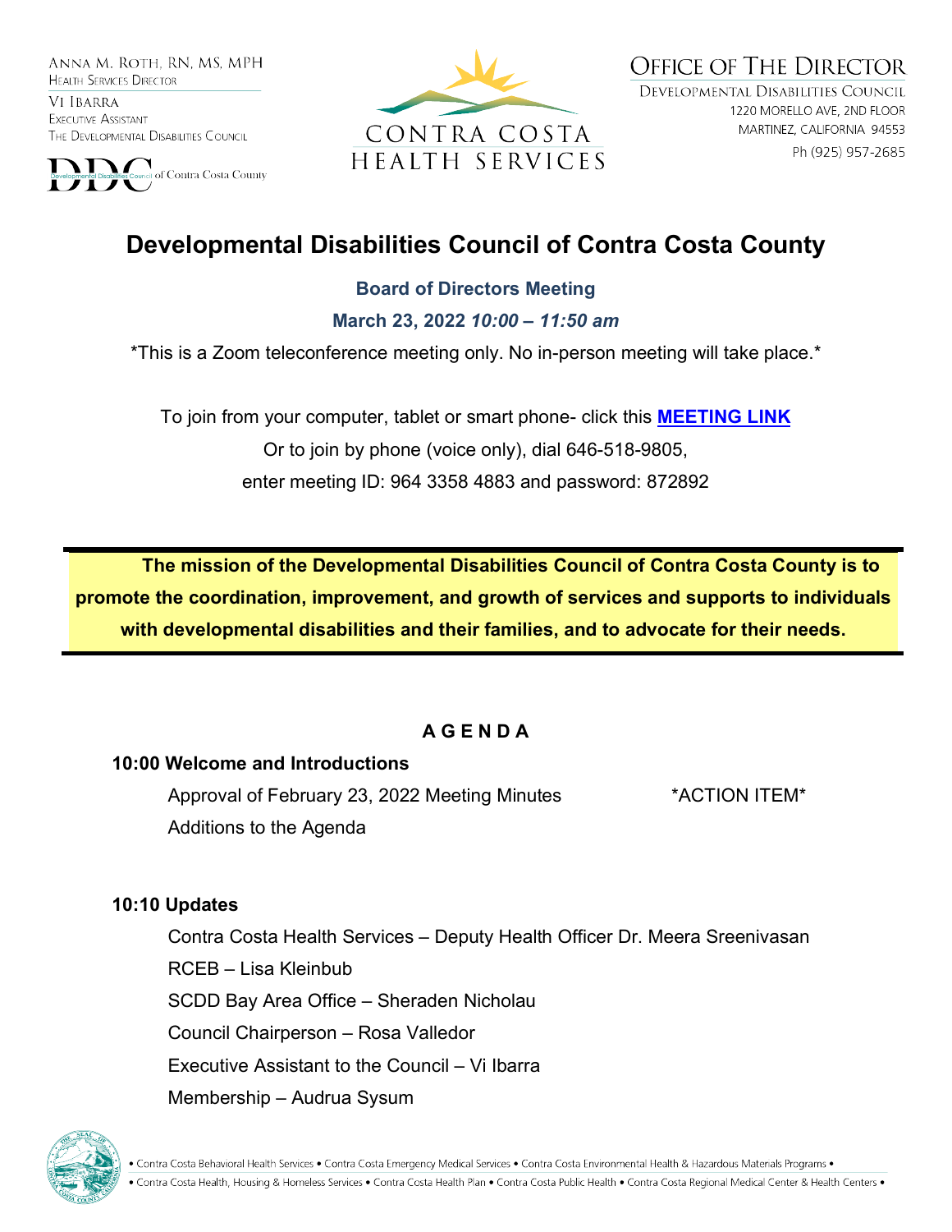ANNA M. ROTH, RN, MS, MPH
HEALTH SERVICES DIRECTOR

VI IBARRA
EXECUTIVE ASSISTANT
THE DEVELOPMENTAL DISABILITIES COUNCIL

DDC Developmental Disabilities Council of Contra Costa County

CONTRA COSTA HEALTH SERVICES

OFFICE OF THE DIRECTOR
DEVELOPMENTAL DISABILITIES COUNCIL
1220 MORELLO AVE, 2ND FLOOR
MARTINEZ, CALIFORNIA 94553
Ph (925) 957-2685

# Developmental Disabilities Council of Contra Costa County

**Board of Directors Meeting**

**March 23, 2022** ***10:00 – 11:50 am***

*This is a Zoom teleconference meeting only. No in-person meeting will take place.*

To join from your computer, tablet or smart phone- click this **MEETING LINK**
Or to join by phone (voice only), dial 646-518-9805,
enter meeting ID: 964 3358 4883 and password: 872892

**The mission of the Developmental Disabilities Council of Contra Costa County is to promote the coordination, improvement, and growth of services and supports to individuals with developmental disabilities and their families, and to advocate for their needs.**

## A G E N D A

**10:00 Welcome and Introductions**

- Approval of February 23, 2022 Meeting Minutes *ACTION ITEM*
- Additions to the Agenda

**10:10 Updates**

- Contra Costa Health Services – Deputy Health Officer Dr. Meera Sreenivasan
- RCEB – Lisa Kleinbub
- SCDD Bay Area Office – Sheraden Nicholau
- Council Chairperson – Rosa Valledor
- Executive Assistant to the Council – Vi Ibarra
- Membership – Audrua Sysum

• Contra Costa Behavioral Health Services • Contra Costa Emergency Medical Services • Contra Costa Environmental Health & Hazardous Materials Programs •
• Contra Costa Health, Housing & Homeless Services • Contra Costa Health Plan • Contra Costa Public Health • Contra Costa Regional Medical Center & Health Centers •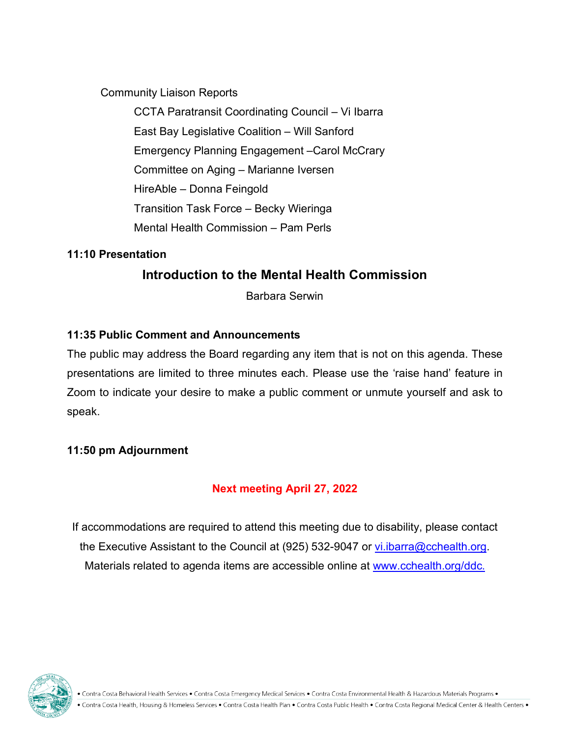Community Liaison Reports

- CCTA Paratransit Coordinating Council – Vi Ibarra
- East Bay Legislative Coalition – Will Sanford
- Emergency Planning Engagement –Carol McCrary
- Committee on Aging – Marianne Iversen
- HireAble – Donna Feingold
- Transition Task Force – Becky Wieringa
- Mental Health Commission – Pam Perls

**11:10 Presentation**

## Introduction to the Mental Health Commission

Barbara Serwin

**11:35 Public Comment and Announcements**

The public may address the Board regarding any item that is not on this agenda. These presentations are limited to three minutes each. Please use the 'raise hand' feature in Zoom to indicate your desire to make a public comment or unmute yourself and ask to speak.

**11:50 pm Adjournment**

**Next meeting April 27, 2022**

If accommodations are required to attend this meeting due to disability, please contact the Executive Assistant to the Council at (925) 532-9047 or vi.ibarra@cchealth.org. Materials related to agenda items are accessible online at www.cchealth.org/ddc.

• Contra Costa Behavioral Health Services • Contra Costa Emergency Medical Services • Contra Costa Environmental Health & Hazardous Materials Programs •
• Contra Costa Health, Housing & Homeless Services • Contra Costa Health Plan • Contra Costa Public Health • Contra Costa Regional Medical Center & Health Centers •